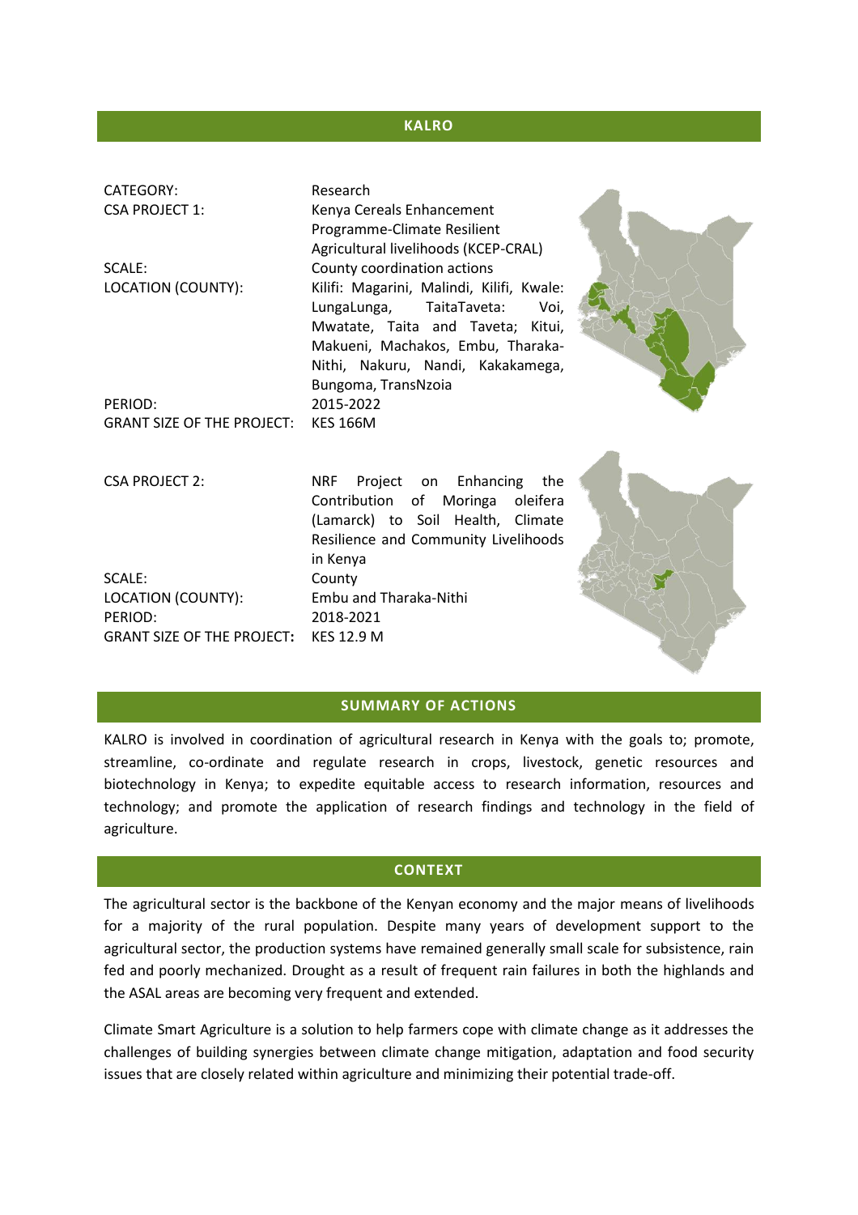# KALRO

| | |
|---|---|
| CATEGORY: | Research |
| CSA PROJECT 1: | Kenya Cereals Enhancement Programme-Climate Resilient Agricultural livelihoods (KCEP-CRAL) |
| SCALE: | County coordination actions |
| LOCATION (COUNTY): | Kilifi: Magarini, Malindi, Kilifi, Kwale: LungaLunga, TaitaTaveta: Voi, Mwatate, Taita and Taveta; Kitui, Makueni, Machakos, Embu, Tharaka-Nithi, Nakuru, Nandi, Kakamega, Bungoma, TransNzoia |
| PERIOD: | 2015-2022 |
| GRANT SIZE OF THE PROJECT: | KES 166M |

| | |
|---|---|
| CSA PROJECT 2: | NRF Project on Enhancing the Contribution of Moringa oleifera (Lamarck) to Soil Health, Climate Resilience and Community Livelihoods in Kenya |
| SCALE: | County |
| LOCATION (COUNTY): | Embu and Tharaka-Nithi |
| PERIOD: | 2018-2021 |
| GRANT SIZE OF THE PROJECT: | KES 12.9 M |

## SUMMARY OF ACTIONS

KALRO is involved in coordination of agricultural research in Kenya with the goals to; promote, streamline, co-ordinate and regulate research in crops, livestock, genetic resources and biotechnology in Kenya; to expedite equitable access to research information, resources and technology; and promote the application of research findings and technology in the field of agriculture.

## CONTEXT

The agricultural sector is the backbone of the Kenyan economy and the major means of livelihoods for a majority of the rural population. Despite many years of development support to the agricultural sector, the production systems have remained generally small scale for subsistence, rain fed and poorly mechanized. Drought as a result of frequent rain failures in both the highlands and the ASAL areas are becoming very frequent and extended.

Climate Smart Agriculture is a solution to help farmers cope with climate change as it addresses the challenges of building synergies between climate change mitigation, adaptation and food security issues that are closely related within agriculture and minimizing their potential trade-off.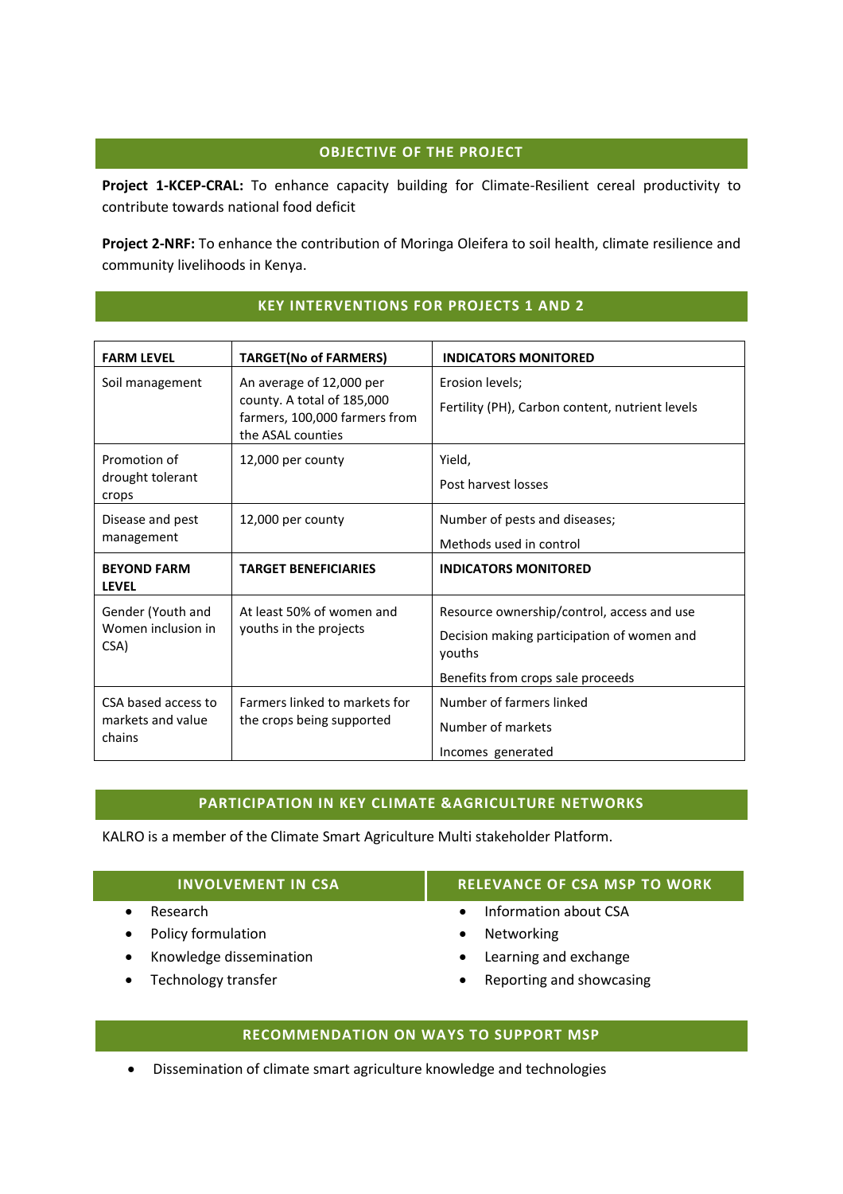## OBJECTIVE OF THE PROJECT

**Project 1-KCEP-CRAL:** To enhance capacity building for Climate-Resilient cereal productivity to contribute towards national food deficit

**Project 2-NRF:** To enhance the contribution of Moringa Oleifera to soil health, climate resilience and community livelihoods in Kenya.

## KEY INTERVENTIONS FOR PROJECTS 1 AND 2

| FARM LEVEL | TARGET(No of FARMERS) | INDICATORS MONITORED |
|---|---|---|
| Soil management | An average of 12,000 per county. A total of 185,000 farmers, 100,000 farmers from the ASAL counties | Erosion levels;<br>Fertility (PH), Carbon content, nutrient levels |
| Promotion of drought tolerant crops | 12,000 per county | Yield,<br>Post harvest losses |
| Disease and pest management | 12,000 per county | Number of pests and diseases;<br>Methods used in control |
| **BEYOND FARM LEVEL** | **TARGET BENEFICIARIES** | **INDICATORS MONITORED** |
| Gender (Youth and Women inclusion in CSA) | At least 50% of women and youths in the projects | Resource ownership/control, access and use<br>Decision making participation of women and youths<br>Benefits from crops sale proceeds |
| CSA based access to markets and value chains | Farmers linked to markets for the crops being supported | Number of farmers linked<br>Number of markets<br>Incomes generated |

## PARTICIPATION IN KEY CLIMATE &AGRICULTURE NETWORKS

KALRO is a member of the Climate Smart Agriculture Multi stakeholder Platform.

### INVOLVEMENT IN CSA

- Research
- Policy formulation
- Knowledge dissemination
- Technology transfer

### RELEVANCE OF CSA MSP TO WORK

- Information about CSA
- Networking
- Learning and exchange
- Reporting and showcasing

## RECOMMENDATION ON WAYS TO SUPPORT MSP

- Dissemination of climate smart agriculture knowledge and technologies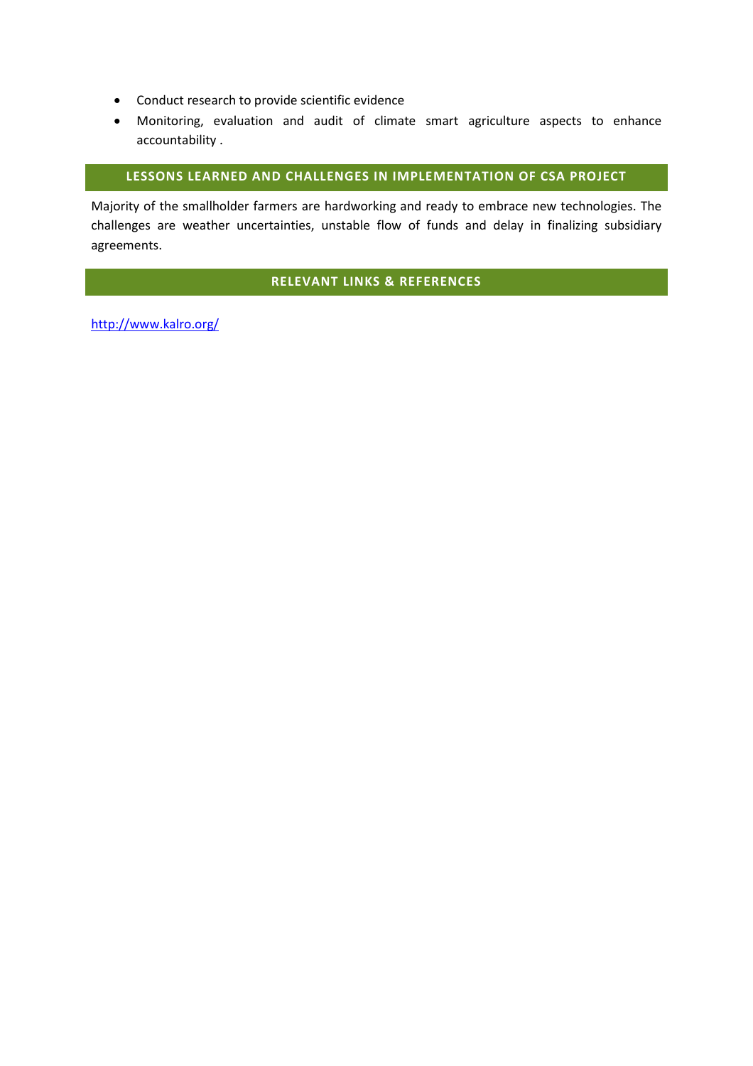- Conduct research to provide scientific evidence
- Monitoring, evaluation and audit of climate smart agriculture aspects to enhance accountability .

## LESSONS LEARNED AND CHALLENGES IN IMPLEMENTATION OF CSA PROJECT

Majority of the smallholder farmers are hardworking and ready to embrace new technologies. The challenges are weather uncertainties, unstable flow of funds and delay in finalizing subsidiary agreements.

## RELEVANT LINKS & REFERENCES

http://www.kalro.org/